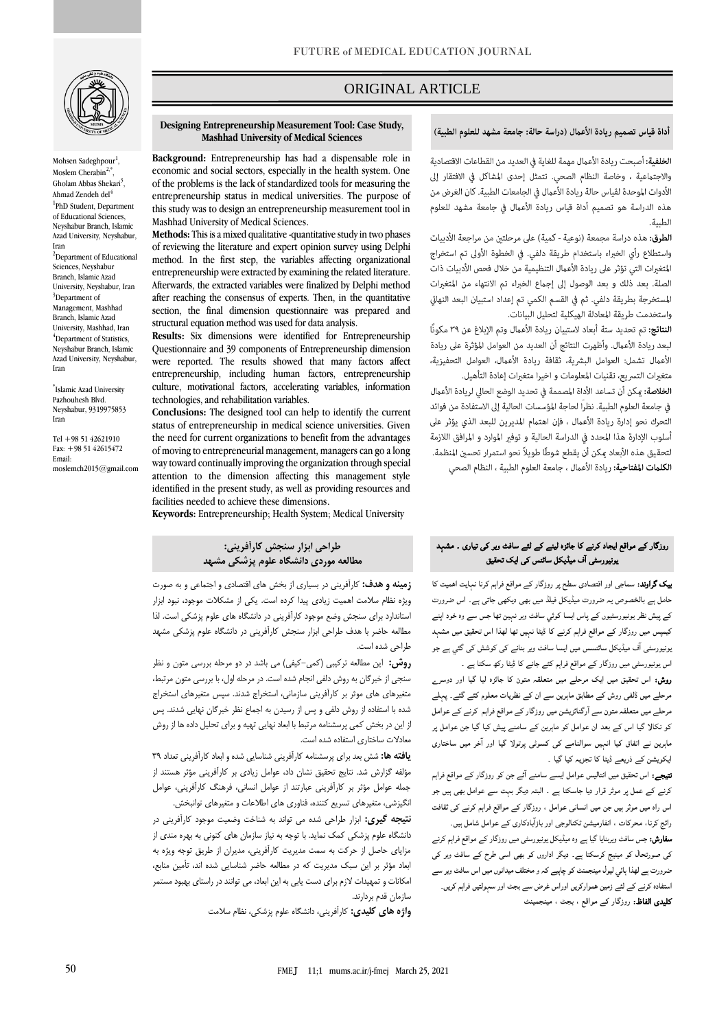# ORIGINAL ARTICLE

Mohsen Sadeghpour[1], Moslem Cherabin[2,*], Gholam Abbas Shekari[3], Ahmad Zendeh del[4]

[1]PhD Student, Department of Educational Sciences, Neyshabur Branch, Islamic Azad University, Neyshabur, Iran

[2]Department of Educational Sciences, Neyshabur Branch, Islamic Azad University, Neyshabur, Iran

[3]Department of Management, Mashhad Branch, Islamic Azad University, Mashhad, Iran

[4]Department of Statistics, Neyshabur Branch, Islamic Azad University, Neyshabur, Iran

[*]Islamic Azad University Pazhouhesh Blvd. Neyshabur, 9319975853 Iran

Tel +98 51 42621910
Fax: +98 51 42615472
Email: moslemch2015@gmail.com

## Designing Entrepreneurship Measurement Tool: Case Study, Mashhad University of Medical Sciences

**Background:** Entrepreneurship has had a dispensable role in economic and social sectors, especially in the health system. One of the problems is the lack of standardized tools for measuring the entrepreneurship status in medical universities. The purpose of this study was to design an entrepreneurship measurement tool in Mashhad University of Medical Sciences.

**Methods:** This is a mixed qualitative -quantitative study in two phases of reviewing the literature and expert opinion survey using Delphi method. In the first step, the variables affecting organizational entrepreneurship were extracted by examining the related literature. Afterwards, the extracted variables were finalized by Delphi method after reaching the consensus of experts. Then, in the quantitative section, the final dimension questionnaire was prepared and structural equation method was used for data analysis.

**Results:** Six dimensions were identified for Entrepreneurship Questionnaire and 39 components of Entrepreneurship dimension were reported. The results showed that many factors affect entrepreneurship, including human factors, entrepreneurship culture, motivational factors, accelerating variables, information technologies, and rehabilitation variables.

**Conclusions:** The designed tool can help to identify the current status of entrepreneurship in medical science universities. Given the need for current organizations to benefit from the advantages of moving to entrepreneurial management, managers can go a long way toward continually improving the organization through special attention to the dimension affecting this management style identified in the present study, as well as providing resources and facilities needed to achieve these dimensions.

**Keywords:** Entrepreneurship; Health System; Medical University

## أداة قياس تصميم ريادة الأعمال (دراسة حالة: جامعة مشهد للعلوم الطبية)

**الخلفية:** أصبحت ريادة الأعمال مهمة للغاية في العديد من القطاعات الاقتصادية والاجتماعية ، وخاصة النظام الصحي. تتمثل إحدى المشاكل في الافتقار إلى الأدوات الموحدة لقياس حالة ريادة الأعمال في الجامعات الطبية. كان الغرض من هذه الدراسة هو تصميم أداة قياس ريادة الأعمال في جامعة مشهد للعلوم الطبية.

**الطرق:** هذه دراسة مجمعة (نوعية - كمية) على مرحلتين من مراجعة الأدبيات واستطلاع رأي الخبراء باستخدام طريقة دلفي. في الخطوة الأولى تم استخراج المتغيرات التي تؤثر على ريادة الأعمال التنظيمية من خلال فحص الأدبيات ذات الصلة. بعد ذلك و بعد الوصول إلى إجماع الخبراء تم الانتهاء من المتغيرات المستخرجة بطريقة دلفي. ثم في القسم الكمي تم إعداد استبيان البعد النهائي واستخدمت طريقة المعادلة الهيكلية لتحليل البيانات.

**النتائج:** تم تحديد ستة أبعاد لاستبيان ريادة الأعمال وتم الإبلاغ عن ٣٩ مكونًا لبعد ريادة الأعمال. وأظهرت النتائج أن العديد من العوامل المؤثرة على ريادة الأعمال تشمل: العوامل البشرية، ثقافة ريادة الأعمال، العوامل التحفيزية، متغيرات التسريع، تقنيات المعلومات و اخيرا متغيرات إعادة التأهيل.

**الخلاصة:** يمكن أن تساعد الأداة المصممة في تحديد الوضع الحالي لريادة الأعمال في جامعة العلوم الطبية. نظرًا لحاجة المؤسسات الحالية إلى الاستفادة من فوائد التحرك نحو إدارة ريادة الأعمال ، فإن اهتمام المديرين للبعد الذي يؤثر على أسلوب الإدارة هذا المحدد في الدراسة الحالية و توفير الموارد و المرافق اللازمة لتحقيق هذه الأبعاد يمكن أن يقطع شوطًا طويلاً نحو استمرار تحسين المنظمة.

**الكلمات المفتاحية:** ريادة الأعمال ، جامعة العلوم الطبية ، النظام الصحي

## طراحی ابزار سنجش کارآفرینی: مطالعه موردی دانشگاه علوم پزشکی مشهد

**زمینه و هدف:** کارآفرینی در بسیاری از بخش های اقتصادی و اجتماعی و به صورت ویژه نظام سلامت اهمیت زیادی پیدا کرده است. یکی از مشکلات موجود، نبود ابزار استاندارد برای سنجش وضع موجود کارآفرینی در دانشگاه های علوم پزشکی است. لذا مطالعه حاضر با هدف طراحی ابزار سنجش کارآفرینی در دانشگاه علوم پزشکی مشهد طراحی شده است.

**روش:** این مطالعه ترکیبی (کمی-کیفی) می باشد در دو مرحله بررسی متون و نظر سنجی از خبرگان به روش دلفی انجام شده است. در مرحله اول، با بررسی متون مرتبط، متغیرهای موثر بر کارآفرینی سازمانی، استخراج شدند. سپس متغیرهای استخراج شده با استفاده از روش دلفی و پس از رسیدن به اجماع نظر خبرگان نهایی شدند. پس از این در بخش کمی پرسشنامه مرتبط با ابعاد نهایی تهیه و برای تحلیل داده ها از روش معادلات ساختاری استفاده شده است.

**یافته ها:** شش بعد برای پرسشنامه کارآفرینی شناسایی شده و ابعاد کارآفرینی تعداد ۳۹ مؤلفه گزارش شد. نتایج تحقیق نشان داد، عوامل زیادی بر کارآفرینی مؤثر هستند از جمله عوامل مؤثر بر کارآفرینی عبارتند از عوامل انسانی، فرهنگ کارآفرینی، عوامل انگیزشی، متغیرهای تسریع کننده، فناوری های اطلاعات و متغیرهای توانبخش.

**نتیجه گیری:** ابزار طراحی شده می تواند به شناخت وضعیت موجود کارآفرینی در دانشگاه علوم پزشکی کمک نماید. با توجه به نیاز سازمان های کنونی به بهره مندی از مزایای حاصل از حرکت به سمت مدیریت کارآفرینی، مدیران از طریق توجه ویژه به ابعاد مؤثر بر این سبک مدیریت که در مطالعه حاضر شناسایی شده اند، تأمین منابع، امکانات و تمهیدات لازم برای دست یابی به این ابعاد، می توانند در راستای بهبود مستمر سازمان قدم بردارند.

**واژه های کلیدی:** کارآفرینی، دانشگاه علوم پزشکی، نظام سلامت

## روزگار کے مواقع ایجاد کرنے کا جائزہ لینے کے لئے سافٹ ویر کی تیاری ۔ مشہد یونیورسٹی آف میڈیکل سائنس کی ایک تحقیق

**بیک گراونڈ:** سماجی اور اقتصادی سطح پر روزگار کے مواقع فراہم کرنا نہایت اہمیت کا حامل ہے بالخصوص یہ ضرورت میڈیکل فیلڈ میں بھی دیکھی جاتی ہے۔ اس ضرورت کے پیش نظر یونیورسٹیوں کے پاس ایسا کوئی سافٹ ویر نہیں تھا جس سے وہ خود اپنے کیمپس میں روزگار کے مواقع فراہم کرنے کا ڈیٹا نہیں تھا لھذا اس تحقیق میں مشہد یونیورسٹی آف میڈیکل سائنسس میں ایسا سافٹ ویر بنانے کی کوشش کی گئی ہے جو اس یونیورسٹی میں روزگار کے مواقع فراہم کئے جانے کا ڈیٹا رکھ سکتا ہے ۔

**روش:** اس تحقیق میں ایک مرحلے میں متعلقہ متون کا جائزہ لیا گیا اور دوسرے مرحلے میں ڈلفی روش کے مطابق ماہرین سے ان کے نظریات معلوم کئے گئے۔ پہلے مرحلے میں متعلقہ متون سے آرگنائزیشن میں روزگار کے مواقع فراہم کرنے کے عوامل کو نکالا گیا اس کے بعد ان عوامل کو ماہرین کے سامنے پیش کیا گیا جن عوامل پر ماہرین نے اتفاق کیا انہیں سوالنامے کی کسوٹی پرتولا گیا اور آخر میں ساختاری ایکویشن کے ذریعے ڈیٹا کا تجزیہ کیا گیا ۔

**نتیجے:** اس تحقیق میں اینالیس میں ایسے سامنے آئے جن کو روزگار کے مواقع فراہم کرنے کے عمل پر موثر قرار دیا جاسکتا ہے ۔ البتہ دیگر بہت سے عوامل بھی ہیں جو اس راہ میں موثر ہیں جن میں انسانی عوامل ، روزگار کے مواقع فراہم کرنے کی ثقافت رائج کرنا، محرکات ، انفارمیشن ٹکنالوجی اور بازآبادکاری کے عوامل شامل ہیں۔

**سفارش:** جس سافٹ ویربنایا گیا ہے وہ میڈیکل یونیورسٹی میں روزگار کے مواقع فراہم کرنے کی صورتحال کو مینیج کرسکتا ہے۔ دیگر اداروں کو بھی اسی طرح کے سافٹ ویر کی ضرورت ہے لھذا ہائی لیول مینیجمنٹ کو چاہیے کہ و مختلف میدانوں میں اس سافٹ ویر سے استفادہ کرنے کے لئے زمین ہموارکریں اوراس غرض سے بجٹ اور سہولتیں فراہم کریں۔

**کلیدی الفاظ:** روزگار کے مواقع ، بجٹ ، مینیجمنٹ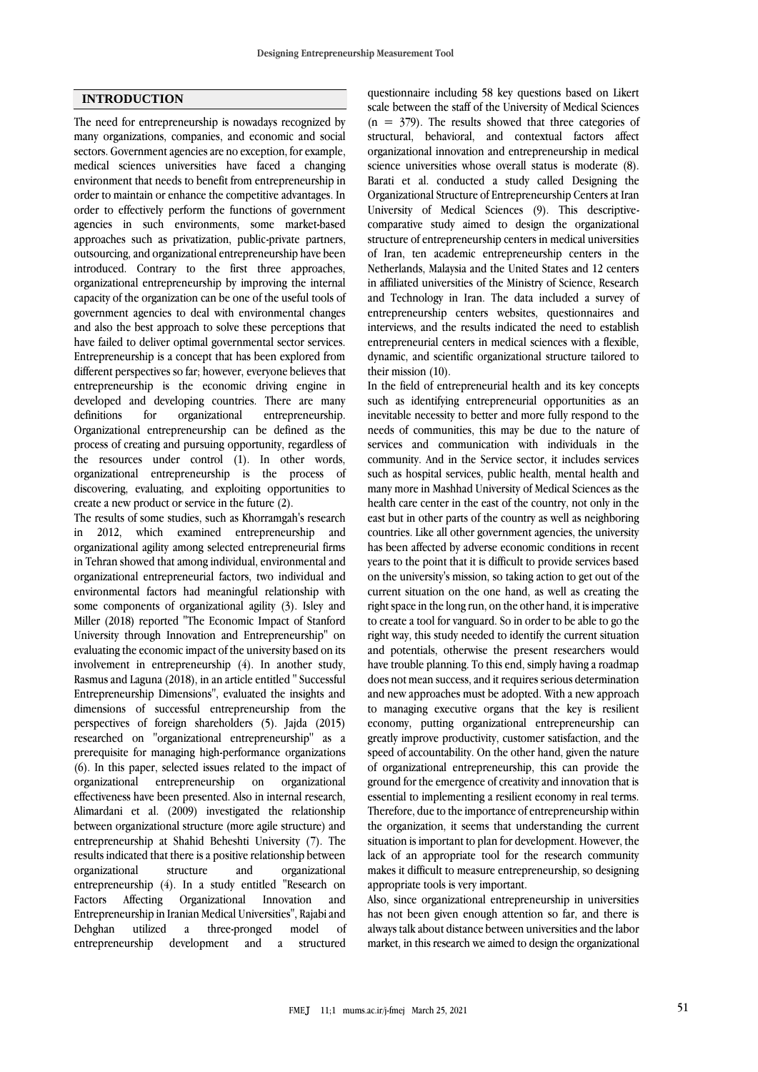## INTRODUCTION

The need for entrepreneurship is nowadays recognized by many organizations, companies, and economic and social sectors. Government agencies are no exception, for example, medical sciences universities have faced a changing environment that needs to benefit from entrepreneurship in order to maintain or enhance the competitive advantages. In order to effectively perform the functions of government agencies in such environments, some market-based approaches such as privatization, public-private partners, outsourcing, and organizational entrepreneurship have been introduced. Contrary to the first three approaches, organizational entrepreneurship by improving the internal capacity of the organization can be one of the useful tools of government agencies to deal with environmental changes and also the best approach to solve these perceptions that have failed to deliver optimal governmental sector services. Entrepreneurship is a concept that has been explored from different perspectives so far; however, everyone believes that entrepreneurship is the economic driving engine in developed and developing countries. There are many definitions for organizational entrepreneurship. Organizational entrepreneurship can be defined as the process of creating and pursuing opportunity, regardless of the resources under control (1). In other words, organizational entrepreneurship is the process of discovering, evaluating, and exploiting opportunities to create a new product or service in the future (2).

The results of some studies, such as Khorramgah's research in 2012, which examined entrepreneurship and organizational agility among selected entrepreneurial firms in Tehran showed that among individual, environmental and organizational entrepreneurial factors, two individual and environmental factors had meaningful relationship with some components of organizational agility (3). Isley and Miller (2018) reported "The Economic Impact of Stanford University through Innovation and Entrepreneurship" on evaluating the economic impact of the university based on its involvement in entrepreneurship (4). In another study, Rasmus and Laguna (2018), in an article entitled " Successful Entrepreneurship Dimensions", evaluated the insights and dimensions of successful entrepreneurship from the perspectives of foreign shareholders (5). Jajda (2015) researched on "organizational entrepreneurship" as a prerequisite for managing high-performance organizations (6). In this paper, selected issues related to the impact of organizational entrepreneurship on organizational effectiveness have been presented. Also in internal research, Alimardani et al. (2009) investigated the relationship between organizational structure (more agile structure) and entrepreneurship at Shahid Beheshti University (7). The results indicated that there is a positive relationship between organizational structure and organizational entrepreneurship (4). In a study entitled "Research on Factors Affecting Organizational Innovation and Entrepreneurship in Iranian Medical Universities", Rajabi and Dehghan utilized a three-pronged model of entrepreneurship development and a structured questionnaire including 58 key questions based on Likert scale between the staff of the University of Medical Sciences (n = 379). The results showed that three categories of structural, behavioral, and contextual factors affect organizational innovation and entrepreneurship in medical science universities whose overall status is moderate (8). Barati et al. conducted a study called Designing the Organizational Structure of Entrepreneurship Centers at Iran University of Medical Sciences (9). This descriptive-comparative study aimed to design the organizational structure of entrepreneurship centers in medical universities of Iran, ten academic entrepreneurship centers in the Netherlands, Malaysia and the United States and 12 centers in affiliated universities of the Ministry of Science, Research and Technology in Iran. The data included a survey of entrepreneurship centers websites, questionnaires and interviews, and the results indicated the need to establish entrepreneurial centers in medical sciences with a flexible, dynamic, and scientific organizational structure tailored to their mission (10).

In the field of entrepreneurial health and its key concepts such as identifying entrepreneurial opportunities as an inevitable necessity to better and more fully respond to the needs of communities, this may be due to the nature of services and communication with individuals in the community. And in the Service sector, it includes services such as hospital services, public health, mental health and many more in Mashhad University of Medical Sciences as the health care center in the east of the country, not only in the east but in other parts of the country as well as neighboring countries. Like all other government agencies, the university has been affected by adverse economic conditions in recent years to the point that it is difficult to provide services based on the university's mission, so taking action to get out of the current situation on the one hand, as well as creating the right space in the long run, on the other hand, it is imperative to create a tool for vanguard. So in order to be able to go the right way, this study needed to identify the current situation and potentials, otherwise the present researchers would have trouble planning. To this end, simply having a roadmap does not mean success, and it requires serious determination and new approaches must be adopted. With a new approach to managing executive organs that the key is resilient economy, putting organizational entrepreneurship can greatly improve productivity, customer satisfaction, and the speed of accountability. On the other hand, given the nature of organizational entrepreneurship, this can provide the ground for the emergence of creativity and innovation that is essential to implementing a resilient economy in real terms. Therefore, due to the importance of entrepreneurship within the organization, it seems that understanding the current situation is important to plan for development. However, the lack of an appropriate tool for the research community makes it difficult to measure entrepreneurship, so designing appropriate tools is very important.

Also, since organizational entrepreneurship in universities has not been given enough attention so far, and there is always talk about distance between universities and the labor market, in this research we aimed to design the organizational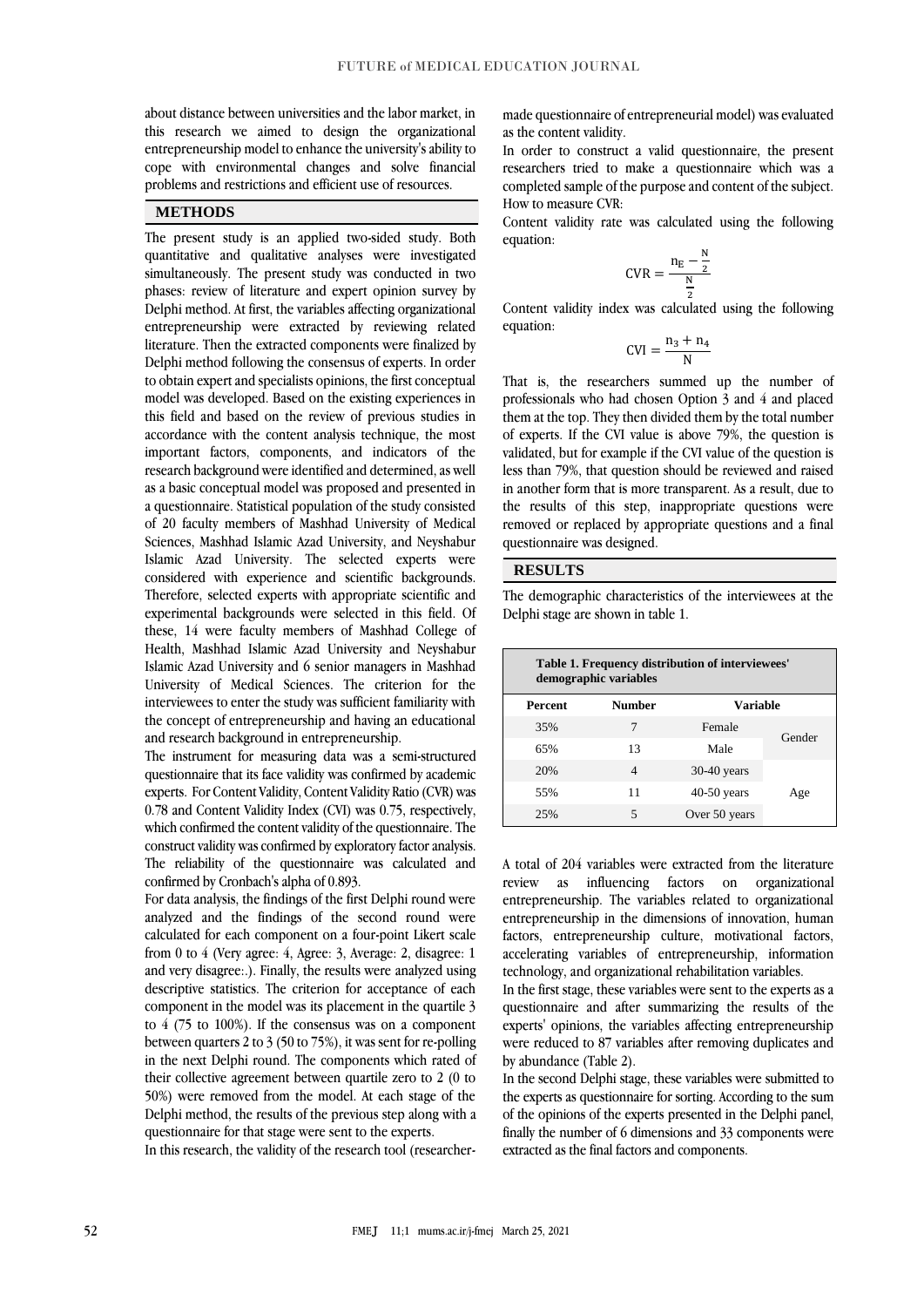about distance between universities and the labor market, in this research we aimed to design the organizational entrepreneurship model to enhance the university's ability to cope with environmental changes and solve financial problems and restrictions and efficient use of resources.

## METHODS

The present study is an applied two-sided study. Both quantitative and qualitative analyses were investigated simultaneously. The present study was conducted in two phases: review of literature and expert opinion survey by Delphi method. At first, the variables affecting organizational entrepreneurship were extracted by reviewing related literature. Then the extracted components were finalized by Delphi method following the consensus of experts. In order to obtain expert and specialists opinions, the first conceptual model was developed. Based on the existing experiences in this field and based on the review of previous studies in accordance with the content analysis technique, the most important factors, components, and indicators of the research background were identified and determined, as well as a basic conceptual model was proposed and presented in a questionnaire. Statistical population of the study consisted of 20 faculty members of Mashhad University of Medical Sciences, Mashhad Islamic Azad University, and Neyshabur Islamic Azad University. The selected experts were considered with experience and scientific backgrounds. Therefore, selected experts with appropriate scientific and experimental backgrounds were selected in this field. Of these, 14 were faculty members of Mashhad College of Health, Mashhad Islamic Azad University and Neyshabur Islamic Azad University and 6 senior managers in Mashhad University of Medical Sciences. The criterion for the interviewees to enter the study was sufficient familiarity with the concept of entrepreneurship and having an educational and research background in entrepreneurship.

The instrument for measuring data was a semi-structured questionnaire that its face validity was confirmed by academic experts. For Content Validity, Content Validity Ratio (CVR) was 0.78 and Content Validity Index (CVI) was 0.75, respectively, which confirmed the content validity of the questionnaire. The construct validity was confirmed by exploratory factor analysis. The reliability of the questionnaire was calculated and confirmed by Cronbach's alpha of 0.893.

For data analysis, the findings of the first Delphi round were analyzed and the findings of the second round were calculated for each component on a four-point Likert scale from 0 to 4 (Very agree: 4, Agree: 3, Average: 2, disagree: 1 and very disagree:.). Finally, the results were analyzed using descriptive statistics. The criterion for acceptance of each component in the model was its placement in the quartile 3 to 4 (75 to 100%). If the consensus was on a component between quarters 2 to 3 (50 to 75%), it was sent for re-polling in the next Delphi round. The components which rated of their collective agreement between quartile zero to 2 (0 to 50%) were removed from the model. At each stage of the Delphi method, the results of the previous step along with a questionnaire for that stage were sent to the experts.

In this research, the validity of the research tool (researcher-made questionnaire of entrepreneurial model) was evaluated as the content validity.

In order to construct a valid questionnaire, the present researchers tried to make a questionnaire which was a completed sample of the purpose and content of the subject.

How to measure CVR:

Content validity rate was calculated using the following equation:

$$\mathrm{CVR} = \frac{n_E - \frac{N}{2}}{\frac{N}{2}}$$

Content validity index was calculated using the following equation:

$$\mathrm{CVI} = \frac{n_3 + n_4}{N}$$

That is, the researchers summed up the number of professionals who had chosen Option 3 and 4 and placed them at the top. They then divided them by the total number of experts. If the CVI value is above 79%, the question is validated, but for example if the CVI value of the question is less than 79%, that question should be reviewed and raised in another form that is more transparent. As a result, due to the results of this step, inappropriate questions were removed or replaced by appropriate questions and a final questionnaire was designed.

## RESULTS

The demographic characteristics of the interviewees at the Delphi stage are shown in table 1.

**Table 1. Frequency distribution of interviewees' demographic variables**

| Percent | Number | Variable | |
|---|---|---|---|
| 35% | 7 | Female | Gender |
| 65% | 13 | Male | |
| 20% | 4 | 30-40 years | Age |
| 55% | 11 | 40-50 years | |
| 25% | 5 | Over 50 years | |

A total of 204 variables were extracted from the literature review as influencing factors on organizational entrepreneurship. The variables related to organizational entrepreneurship in the dimensions of innovation, human factors, entrepreneurship culture, motivational factors, accelerating variables of entrepreneurship, information technology, and organizational rehabilitation variables.

In the first stage, these variables were sent to the experts as a questionnaire and after summarizing the results of the experts' opinions, the variables affecting entrepreneurship were reduced to 87 variables after removing duplicates and by abundance (Table 2).

In the second Delphi stage, these variables were submitted to the experts as questionnaire for sorting. According to the sum of the opinions of the experts presented in the Delphi panel, finally the number of 6 dimensions and 33 components were extracted as the final factors and components.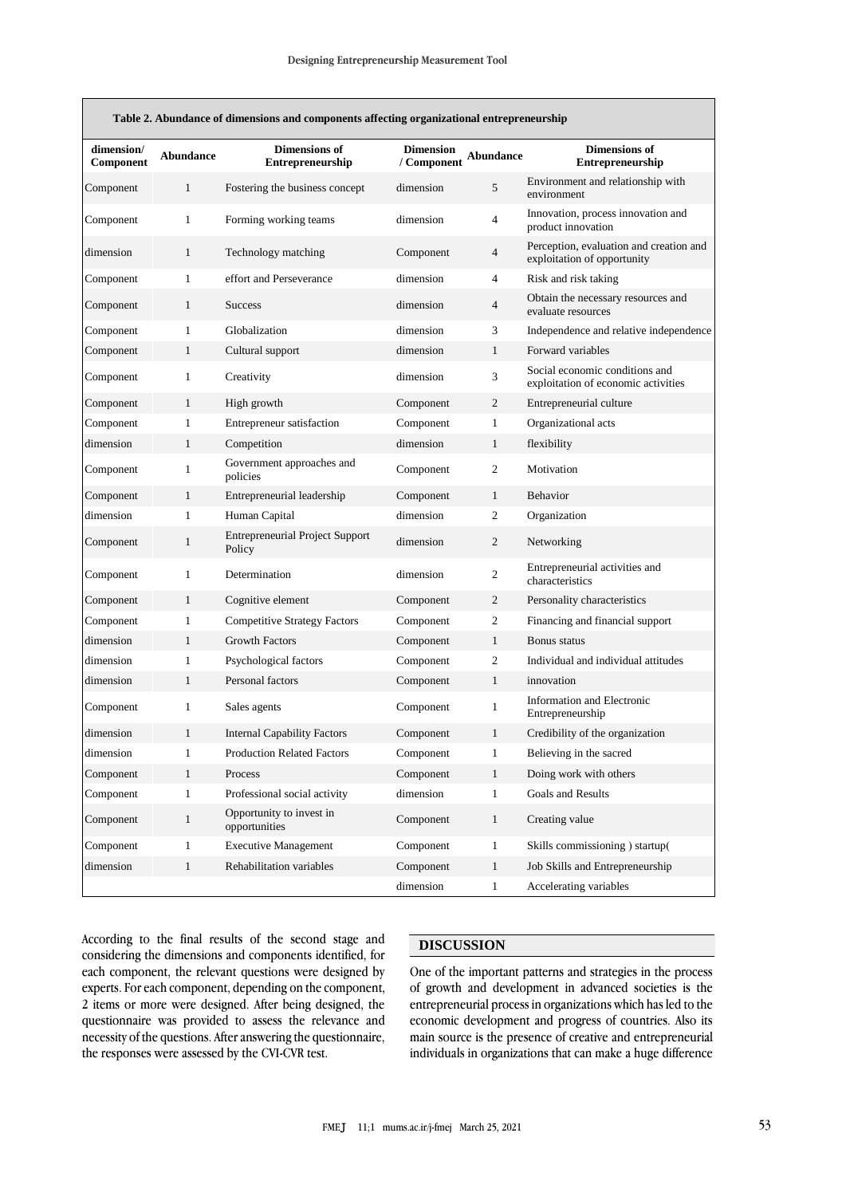**Table 2. Abundance of dimensions and components affecting organizational entrepreneurship**

| dimension/ Component | Abundance | Dimensions of Entrepreneurship | Dimension / Component | Abundance | Dimensions of Entrepreneurship |
|---|---|---|---|---|---|
| Component | 1 | Fostering the business concept | dimension | 5 | Environment and relationship with environment |
| Component | 1 | Forming working teams | dimension | 4 | Innovation, process innovation and product innovation |
| dimension | 1 | Technology matching | Component | 4 | Perception, evaluation and creation and exploitation of opportunity |
| Component | 1 | effort and Perseverance | dimension | 4 | Risk and risk taking |
| Component | 1 | Success | dimension | 4 | Obtain the necessary resources and evaluate resources |
| Component | 1 | Globalization | dimension | 3 | Independence and relative independence |
| Component | 1 | Cultural support | dimension | 1 | Forward variables |
| Component | 1 | Creativity | dimension | 3 | Social economic conditions and exploitation of economic activities |
| Component | 1 | High growth | Component | 2 | Entrepreneurial culture |
| Component | 1 | Entrepreneur satisfaction | Component | 1 | Organizational acts |
| dimension | 1 | Competition | dimension | 1 | flexibility |
| Component | 1 | Government approaches and policies | Component | 2 | Motivation |
| Component | 1 | Entrepreneurial leadership | Component | 1 | Behavior |
| dimension | 1 | Human Capital | dimension | 2 | Organization |
| Component | 1 | Entrepreneurial Project Support Policy | dimension | 2 | Networking |
| Component | 1 | Determination | dimension | 2 | Entrepreneurial activities and characteristics |
| Component | 1 | Cognitive element | Component | 2 | Personality characteristics |
| Component | 1 | Competitive Strategy Factors | Component | 2 | Financing and financial support |
| dimension | 1 | Growth Factors | Component | 1 | Bonus status |
| dimension | 1 | Psychological factors | Component | 2 | Individual and individual attitudes |
| dimension | 1 | Personal factors | Component | 1 | innovation |
| Component | 1 | Sales agents | Component | 1 | Information and Electronic Entrepreneurship |
| dimension | 1 | Internal Capability Factors | Component | 1 | Credibility of the organization |
| dimension | 1 | Production Related Factors | Component | 1 | Believing in the sacred |
| Component | 1 | Process | Component | 1 | Doing work with others |
| Component | 1 | Professional social activity | dimension | 1 | Goals and Results |
| Component | 1 | Opportunity to invest in opportunities | Component | 1 | Creating value |
| Component | 1 | Executive Management | Component | 1 | Skills commissioning ) startup( |
| dimension | 1 | Rehabilitation variables | Component | 1 | Job Skills and Entrepreneurship |
| | | | dimension | 1 | Accelerating variables |

According to the final results of the second stage and considering the dimensions and components identified, for each component, the relevant questions were designed by experts. For each component, depending on the component, 2 items or more were designed. After being designed, the questionnaire was provided to assess the relevance and necessity of the questions. After answering the questionnaire, the responses were assessed by the CVI-CVR test.

## DISCUSSION

One of the important patterns and strategies in the process of growth and development in advanced societies is the entrepreneurial process in organizations which has led to the economic development and progress of countries. Also its main source is the presence of creative and entrepreneurial individuals in organizations that can make a huge difference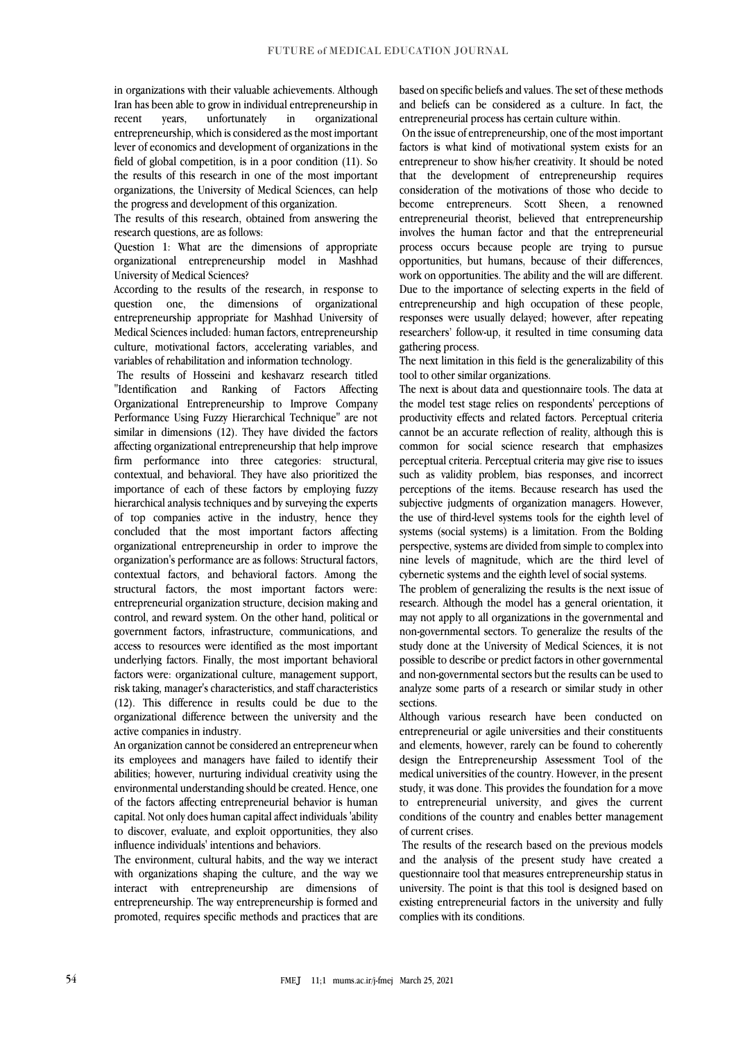in organizations with their valuable achievements. Although Iran has been able to grow in individual entrepreneurship in recent years, unfortunately in organizational entrepreneurship, which is considered as the most important lever of economics and development of organizations in the field of global competition, is in a poor condition (11). So the results of this research in one of the most important organizations, the University of Medical Sciences, can help the progress and development of this organization.

The results of this research, obtained from answering the research questions, are as follows:

Question 1: What are the dimensions of appropriate organizational entrepreneurship model in Mashhad University of Medical Sciences?

According to the results of the research, in response to question one, the dimensions of organizational entrepreneurship appropriate for Mashhad University of Medical Sciences included: human factors, entrepreneurship culture, motivational factors, accelerating variables, and variables of rehabilitation and information technology.

The results of Hosseini and keshavarz research titled "Identification and Ranking of Factors Affecting Organizational Entrepreneurship to Improve Company Performance Using Fuzzy Hierarchical Technique" are not similar in dimensions (12). They have divided the factors affecting organizational entrepreneurship that help improve firm performance into three categories: structural, contextual, and behavioral. They have also prioritized the importance of each of these factors by employing fuzzy hierarchical analysis techniques and by surveying the experts of top companies active in the industry, hence they concluded that the most important factors affecting organizational entrepreneurship in order to improve the organization's performance are as follows: Structural factors, contextual factors, and behavioral factors. Among the structural factors, the most important factors were: entrepreneurial organization structure, decision making and control, and reward system. On the other hand, political or government factors, infrastructure, communications, and access to resources were identified as the most important underlying factors. Finally, the most important behavioral factors were: organizational culture, management support, risk taking, manager's characteristics, and staff characteristics (12). This difference in results could be due to the organizational difference between the university and the active companies in industry.

An organization cannot be considered an entrepreneur when its employees and managers have failed to identify their abilities; however, nurturing individual creativity using the environmental understanding should be created. Hence, one of the factors affecting entrepreneurial behavior is human capital. Not only does human capital affect individuals 'ability to discover, evaluate, and exploit opportunities, they also influence individuals' intentions and behaviors.

The environment, cultural habits, and the way we interact with organizations shaping the culture, and the way we interact with entrepreneurship are dimensions of entrepreneurship. The way entrepreneurship is formed and promoted, requires specific methods and practices that are based on specific beliefs and values. The set of these methods and beliefs can be considered as a culture. In fact, the entrepreneurial process has certain culture within.

On the issue of entrepreneurship, one of the most important factors is what kind of motivational system exists for an entrepreneur to show his/her creativity. It should be noted that the development of entrepreneurship requires consideration of the motivations of those who decide to become entrepreneurs. Scott Sheen, a renowned entrepreneurial theorist, believed that entrepreneurship involves the human factor and that the entrepreneurial process occurs because people are trying to pursue opportunities, but humans, because of their differences, work on opportunities. The ability and the will are different. Due to the importance of selecting experts in the field of entrepreneurship and high occupation of these people, responses were usually delayed; however, after repeating researchers' follow-up, it resulted in time consuming data gathering process.

The next limitation in this field is the generalizability of this tool to other similar organizations.

The next is about data and questionnaire tools. The data at the model test stage relies on respondents' perceptions of productivity effects and related factors. Perceptual criteria cannot be an accurate reflection of reality, although this is common for social science research that emphasizes perceptual criteria. Perceptual criteria may give rise to issues such as validity problem, bias responses, and incorrect perceptions of the items. Because research has used the subjective judgments of organization managers. However, the use of third-level systems tools for the eighth level of systems (social systems) is a limitation. From the Bolding perspective, systems are divided from simple to complex into nine levels of magnitude, which are the third level of cybernetic systems and the eighth level of social systems.

The problem of generalizing the results is the next issue of research. Although the model has a general orientation, it may not apply to all organizations in the governmental and non-governmental sectors. To generalize the results of the study done at the University of Medical Sciences, it is not possible to describe or predict factors in other governmental and non-governmental sectors but the results can be used to analyze some parts of a research or similar study in other sections.

Although various research have been conducted on entrepreneurial or agile universities and their constituents and elements, however, rarely can be found to coherently design the Entrepreneurship Assessment Tool of the medical universities of the country. However, in the present study, it was done. This provides the foundation for a move to entrepreneurial university, and gives the current conditions of the country and enables better management of current crises.

The results of the research based on the previous models and the analysis of the present study have created a questionnaire tool that measures entrepreneurship status in university. The point is that this tool is designed based on existing entrepreneurial factors in the university and fully complies with its conditions.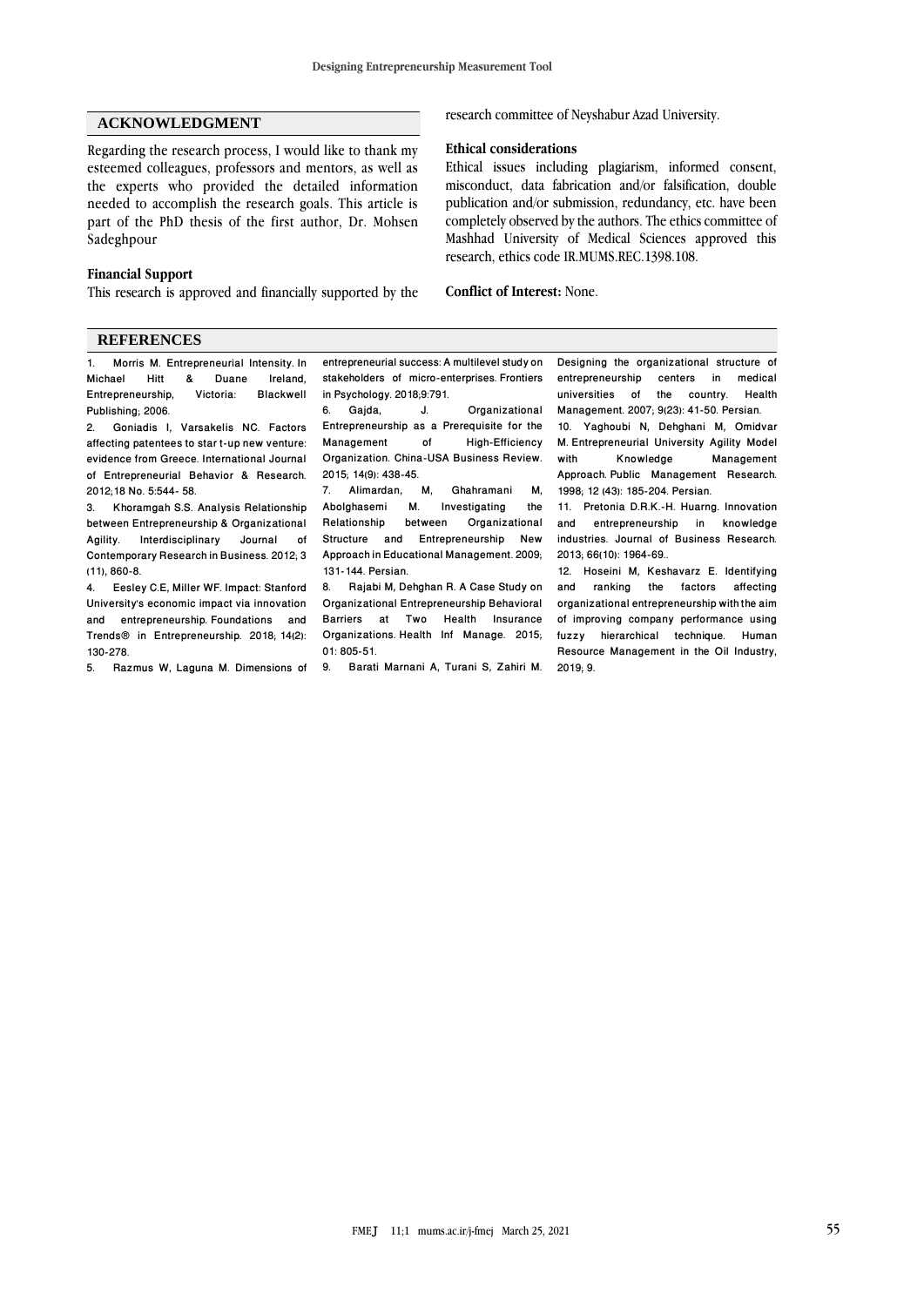## ACKNOWLEDGMENT

Regarding the research process, I would like to thank my esteemed colleagues, professors and mentors, as well as the experts who provided the detailed information needed to accomplish the research goals. This article is part of the PhD thesis of the first author, Dr. Mohsen Sadeghpour

**Financial Support**

This research is approved and financially supported by the research committee of Neyshabur Azad University.

**Ethical considerations**

Ethical issues including plagiarism, informed consent, misconduct, data fabrication and/or falsification, double publication and/or submission, redundancy, etc. have been completely observed by the authors. The ethics committee of Mashhad University of Medical Sciences approved this research, ethics code IR.MUMS.REC.1398.108.

**Conflict of Interest:** None.

## REFERENCES

1. Morris M. Entrepreneurial Intensity. In Michael Hitt & Duane Ireland, Entrepreneurship, Victoria: Blackwell Publishing; 2006.
2. Goniadis I, Varsakelis NC. Factors affecting patentees to star t-up new venture: evidence from Greece. International Journal of Entrepreneurial Behavior & Research. 2012;18 No. 5:544- 58.
3. Khoramgah S.S. Analysis Relationship between Entrepreneurship & Organizational Agility. Interdisciplinary Journal of Contemporary Research in Business. 2012; 3 (11), 860-8.
4. Eesley C.E, Miller WF. Impact: Stanford University's economic impact via innovation and entrepreneurship. Foundations and Trends® in Entrepreneurship. 2018; 14(2): 130-278.
5. Razmus W, Laguna M. Dimensions of entrepreneurial success: A multilevel study on stakeholders of micro-enterprises. Frontiers in Psychology. 2018;9:791.
6. Gajda, J. Organizational Entrepreneurship as a Prerequisite for the Management of High-Efficiency Organization. China-USA Business Review. 2015; 14(9): 438-45.
7. Alimardan, M, Ghahramani M, Abolghasemi M. Investigating the Relationship between Organizational Structure and Entrepreneurship New Approach in Educational Management. 2009; 131-144. Persian.
8. Rajabi M, Dehghan R. A Case Study on Organizational Entrepreneurship Behavioral Barriers at Two Health Insurance Organizations. Health Inf Manage. 2015; 01: 805-51.
9. Barati Marnani A, Turani S, Zahiri M. Designing the organizational structure of entrepreneurship centers in medical universities of the country. Health Management. 2007; 9(23): 41-50. Persian.
10. Yaghoubi N, Dehghani M, Omidvar M. Entrepreneurial University Agility Model with Knowledge Management Approach. Public Management Research. 1998; 12 (43): 185-204. Persian.
11. Pretonia D.R.K.-H. Huarng. Innovation and entrepreneurship in knowledge industries. Journal of Business Research. 2013; 66(10): 1964-69..
12. Hoseini M, Keshavarz E. Identifying and ranking the factors affecting organizational entrepreneurship with the aim of improving company performance using fuzzy hierarchical technique. Human Resource Management in the Oil Industry, 2019; 9.